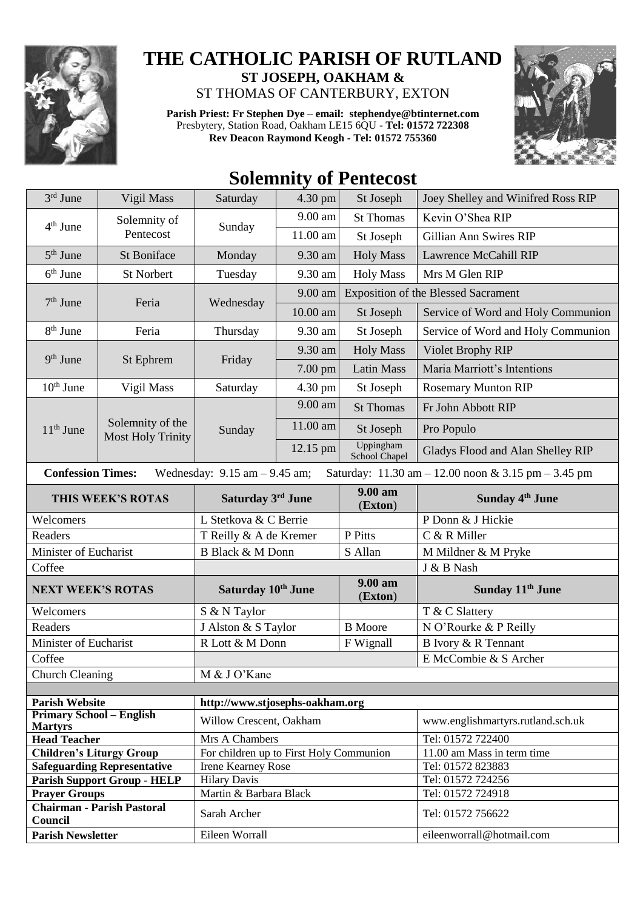# THE CATHOLIC PARISH OF RUTLAND

**ST JOSEPH, OAKHAM &**

ST THOMAS OF CANTERBURY, EXTON

**Parish Priest: Fr Stephen Dye** – **email: stephendye@btinternet.com**
Presbytery, Station Road, Oakham LE15 6QU - **Tel: 01572 722308**
**Rev Deacon Raymond Keogh - Tel: 01572 755360**

## Solemnity of Pentecost

| | | | | | |
|---|---|---|---|---|---|
| 3rd June | Vigil Mass | Saturday | 4.30 pm | St Joseph | Joey Shelley and Winifred Ross RIP |
| 4th June | Solemnity of Pentecost | Sunday | 9.00 am | St Thomas | Kevin O'Shea RIP |
| | | | 11.00 am | St Joseph | Gillian Ann Swires RIP |
| 5th June | St Boniface | Monday | 9.30 am | Holy Mass | Lawrence McCahill RIP |
| 6th June | St Norbert | Tuesday | 9.30 am | Holy Mass | Mrs M Glen RIP |
| 7th June | Feria | Wednesday | 9.00 am | Exposition of the Blessed Sacrament | |
| | | | 10.00 am | St Joseph | Service of Word and Holy Communion |
| 8th June | Feria | Thursday | 9.30 am | St Joseph | Service of Word and Holy Communion |
| 9th June | St Ephrem | Friday | 9.30 am | Holy Mass | Violet Brophy RIP |
| | | | 7.00 pm | Latin Mass | Maria Marriott's Intentions |
| 10th June | Vigil Mass | Saturday | 4.30 pm | St Joseph | Rosemary Munton RIP |
| 11th June | Solemnity of the Most Holy Trinity | Sunday | 9.00 am | St Thomas | Fr John Abbott RIP |
| | | | 11.00 am | St Joseph | Pro Populo |
| | | | 12.15 pm | Uppingham School Chapel | Gladys Flood and Alan Shelley RIP |

**Confession Times:** Wednesday: 9.15 am – 9.45 am; Saturday: 11.30 am – 12.00 noon & 3.15 pm – 3.45 pm

| THIS WEEK'S ROTAS | Saturday 3rd June | 9.00 am (Exton) | Sunday 4th June |
|---|---|---|---|
| Welcomers | L Stetkova & C Berrie | | P Donn & J Hickie |
| Readers | T Reilly & A de Kremer | P Pitts | C & R Miller |
| Minister of Eucharist | B Black & M Donn | S Allan | M Mildner & M Pryke |
| Coffee | | | J & B Nash |
| **NEXT WEEK'S ROTAS** | **Saturday 10th June** | **9.00 am (Exton)** | **Sunday 11th June** |
| Welcomers | S & N Taylor | | T & C Slattery |
| Readers | J Alston & S Taylor | B Moore | N O'Rourke & P Reilly |
| Minister of Eucharist | R Lott & M Donn | F Wignall | B Ivory & R Tennant |
| Coffee | | | E McCombie & S Archer |
| Church Cleaning | M & J O'Kane | | |

| | | |
|---|---|---|
| **Parish Website** | http://www.stjosephs-oakham.org | |
| **Primary School – English Martyrs** | Willow Crescent, Oakham | www.englishmartyrs.rutland.sch.uk |
| **Head Teacher** | Mrs A Chambers | Tel: 01572 722400 |
| **Children's Liturgy Group** | For children up to First Holy Communion | 11.00 am Mass in term time |
| **Safeguarding Representative** | Irene Kearney Rose | Tel: 01572 823883 |
| **Parish Support Group - HELP** | Hilary Davis | Tel: 01572 724256 |
| **Prayer Groups** | Martin & Barbara Black | Tel: 01572 724918 |
| **Chairman - Parish Pastoral Council** | Sarah Archer | Tel: 01572 756622 |
| **Parish Newsletter** | Eileen Worrall | eileenworrall@hotmail.com |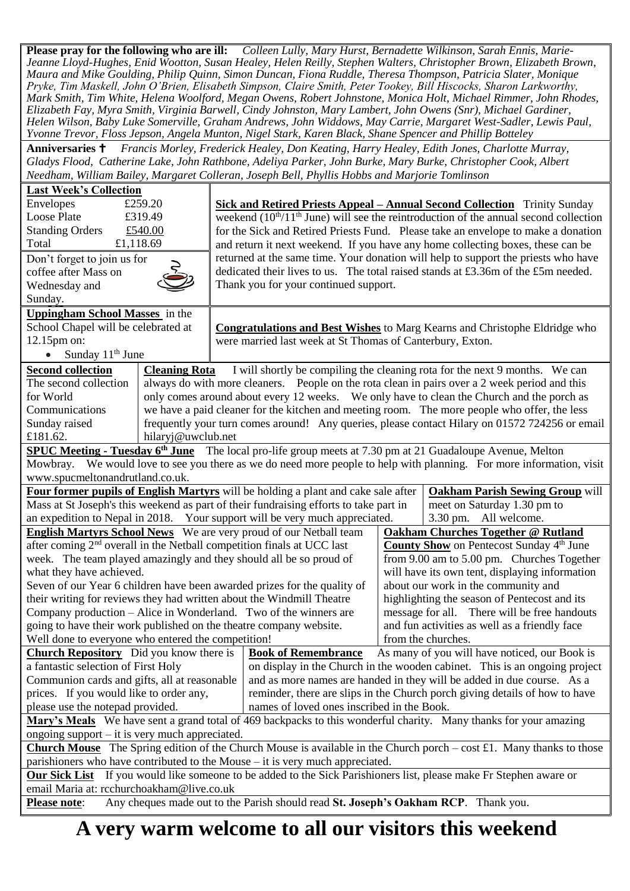**Please pray for the following who are ill:** *Colleen Lully, Mary Hurst, Bernadette Wilkinson, Sarah Ennis, Marie-Jeanne Lloyd-Hughes, Enid Wootton, Susan Healey, Helen Reilly, Stephen Walters, Christopher Brown, Elizabeth Brown, Maura and Mike Goulding, Philip Quinn, Simon Duncan, Fiona Ruddle, Theresa Thompson, Patricia Slater, Monique Pryke, Tim Maskell, John O'Brien, Elisabeth Simpson, Claire Smith, Peter Tookey, Bill Hiscocks, Sharon Larkworthy, Mark Smith, Tim White, Helena Woolford, Megan Owens, Robert Johnstone, Monica Holt, Michael Rimmer, John Rhodes, Elizabeth Fay, Myra Smith, Virginia Barwell, Cindy Johnston, Mary Lambert, John Owens (Snr), Michael Gardiner, Helen Wilson, Baby Luke Somerville, Graham Andrews, John Widdows, May Carrie, Margaret West-Sadler, Lewis Paul, Yvonne Trevor, Floss Jepson, Angela Munton, Nigel Stark, Karen Black, Shane Spencer and Phillip Botteley*

**Anniversaries ✝** *Francis Morley, Frederick Healey, Don Keating, Harry Healey, Edith Jones, Charlotte Murray, Gladys Flood, Catherine Lake, John Rathbone, Adeliya Parker, John Burke, Mary Burke, Christopher Cook, Albert Needham, William Bailey, Margaret Colleran, Joseph Bell, Phyllis Hobbs and Marjorie Tomlinson*

**Last Week's Collection**

| | |
|---|---|
| Envelopes | £259.20 |
| Loose Plate | £319.49 |
| Standing Orders | £540.00 |
| Total | £1,118.69 |

Don't forget to join us for coffee after Mass on Wednesday and Sunday.

**Sick and Retired Priests Appeal – Annual Second Collection** Trinity Sunday weekend (10th/11th June) will see the reintroduction of the annual second collection for the Sick and Retired Priests Fund. Please take an envelope to make a donation and return it next weekend. If you have any home collecting boxes, these can be returned at the same time. Your donation will help to support the priests who have dedicated their lives to us. The total raised stands at £3.36m of the £5m needed. Thank you for your continued support.

**Uppingham School Masses** in the School Chapel will be celebrated at 12.15pm on:

- Sunday 11th June

**Congratulations and Best Wishes** to Marg Kearns and Christophe Eldridge who were married last week at St Thomas of Canterbury, Exton.

**Second collection** The second collection for World Communications Sunday raised £181.62.

**Cleaning Rota** I will shortly be compiling the cleaning rota for the next 9 months. We can always do with more cleaners. People on the rota clean in pairs over a 2 week period and this only comes around about every 12 weeks. We only have to clean the Church and the porch as we have a paid cleaner for the kitchen and meeting room. The more people who offer, the less frequently your turn comes around! Any queries, please contact Hilary on 01572 724256 or email hilaryj@uwclub.net

**SPUC Meeting - Tuesday 6th June** The local pro-life group meets at 7.30 pm at 21 Guadaloupe Avenue, Melton Mowbray. We would love to see you there as we do need more people to help with planning. For more information, visit www.spucmeltonandrutland.co.uk.

**Four former pupils of English Martyrs** will be holding a plant and cake sale after Mass at St Joseph's this weekend as part of their fundraising efforts to take part in an expedition to Nepal in 2018. Your support will be very much appreciated.

**Oakham Parish Sewing Group** will meet on Saturday 1.30 pm to 3.30 pm. All welcome.

**English Martyrs School News** We are very proud of our Netball team after coming 2nd overall in the Netball competition finals at UCC last week. The team played amazingly and they should all be so proud of what they have achieved.
Seven of our Year 6 children have been awarded prizes for the quality of their writing for reviews they had written about the Windmill Theatre Company production – Alice in Wonderland. Two of the winners are going to have their work published on the theatre company website.
Well done to everyone who entered the competition!

**Oakham Churches Together @ Rutland County Show** on Pentecost Sunday 4th June from 9.00 am to 5.00 pm. Churches Together will have its own tent, displaying information about our work in the community and highlighting the season of Pentecost and its message for all. There will be free handouts and fun activities as well as a friendly face from the churches.

**Church Repository** Did you know there is a fantastic selection of First Holy Communion cards and gifts, all at reasonable prices. If you would like to order any, please use the notepad provided.

**Book of Remembrance** As many of you will have noticed, our Book is on display in the Church in the wooden cabinet. This is an ongoing project and as more names are handed in they will be added in due course. As a reminder, there are slips in the Church porch giving details of how to have names of loved ones inscribed in the Book.

**Mary's Meals** We have sent a grand total of 469 backpacks to this wonderful charity. Many thanks for your amazing ongoing support – it is very much appreciated.

**Church Mouse** The Spring edition of the Church Mouse is available in the Church porch – cost £1. Many thanks to those parishioners who have contributed to the Mouse – it is very much appreciated.

**Our Sick List** If you would like someone to be added to the Sick Parishioners list, please make Fr Stephen aware or email Maria at: rcchurchoakham@live.co.uk

**Please note**: Any cheques made out to the Parish should read **St. Joseph's Oakham RCP**. Thank you.

# A very warm welcome to all our visitors this weekend